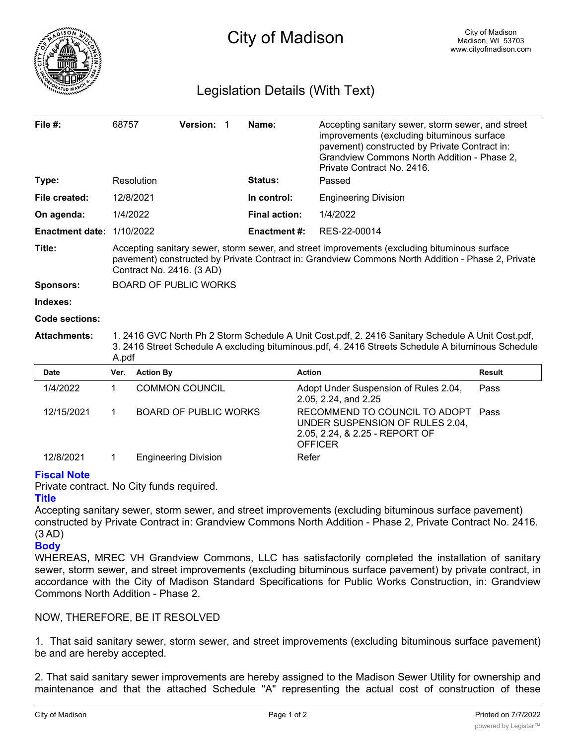# City of Madison

City of Madison
Madison, WI 53703
www.cityofmadison.com

## Legislation Details (With Text)

| | | | |
|---|---|---|---|
| **File #:** | 68757 **Version:** 1 | **Name:** | Accepting sanitary sewer, storm sewer, and street improvements (excluding bituminous surface pavement) constructed by Private Contract in: Grandview Commons North Addition - Phase 2, Private Contract No. 2416. |
| **Type:** | Resolution | **Status:** | Passed |
| **File created:** | 12/8/2021 | **In control:** | Engineering Division |
| **On agenda:** | 1/4/2022 | **Final action:** | 1/4/2022 |
| **Enactment date:** | 1/10/2022 | **Enactment #:** | RES-22-00014 |

**Title:** Accepting sanitary sewer, storm sewer, and street improvements (excluding bituminous surface pavement) constructed by Private Contract in: Grandview Commons North Addition - Phase 2, Private Contract No. 2416. (3 AD)

**Sponsors:** BOARD OF PUBLIC WORKS

**Indexes:**

**Code sections:**

**Attachments:** 1. 2416 GVC North Ph 2 Storm Schedule A Unit Cost.pdf, 2. 2416 Sanitary Schedule A Unit Cost.pdf, 3. 2416 Street Schedule A excluding bituminous.pdf, 4. 2416 Streets Schedule A bituminous Schedule A.pdf

| Date | Ver. | Action By | Action | Result |
|---|---|---|---|---|
| 1/4/2022 | 1 | COMMON COUNCIL | Adopt Under Suspension of Rules 2.04, 2.05, 2.24, and 2.25 | Pass |
| 12/15/2021 | 1 | BOARD OF PUBLIC WORKS | RECOMMEND TO COUNCIL TO ADOPT UNDER SUSPENSION OF RULES 2.04, 2.05, 2.24, & 2.25 - REPORT OF OFFICER | Pass |
| 12/8/2021 | 1 | Engineering Division | Refer | |

### Fiscal Note

Private contract. No City funds required.

### Title

Accepting sanitary sewer, storm sewer, and street improvements (excluding bituminous surface pavement) constructed by Private Contract in: Grandview Commons North Addition - Phase 2, Private Contract No. 2416. (3 AD)

### Body

WHEREAS, MREC VH Grandview Commons, LLC has satisfactorily completed the installation of sanitary sewer, storm sewer, and street improvements (excluding bituminous surface pavement) by private contract, in accordance with the City of Madison Standard Specifications for Public Works Construction, in: Grandview Commons North Addition - Phase 2.

NOW, THEREFORE, BE IT RESOLVED

1. That said sanitary sewer, storm sewer, and street improvements (excluding bituminous surface pavement) be and are hereby accepted.

2. That said sanitary sewer improvements are hereby assigned to the Madison Sewer Utility for ownership and maintenance and that the attached Schedule "A" representing the actual cost of construction of these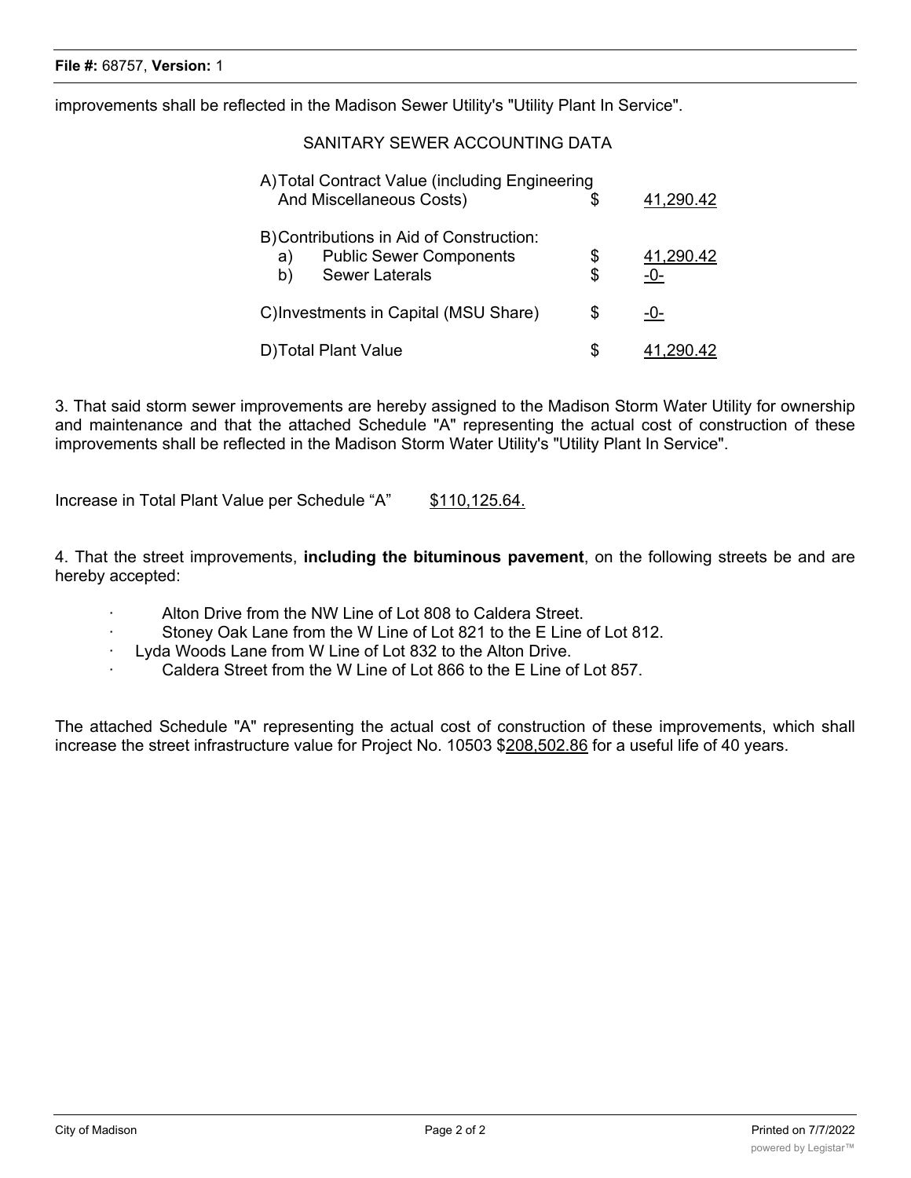improvements shall be reflected in the Madison Sewer Utility's "Utility Plant In Service".

SANITARY SEWER ACCOUNTING DATA

| | | |
|---|---|---|
| A) Total Contract Value (including Engineering And Miscellaneous Costs) | $ | 41,290.42 |
| B) Contributions in Aid of Construction: | | |
| a) Public Sewer Components | $ | 41,290.42 |
| b) Sewer Laterals | $ | -0- |
| C) Investments in Capital (MSU Share) | $ | -0- |
| D) Total Plant Value | $ | 41,290.42 |

3. That said storm sewer improvements are hereby assigned to the Madison Storm Water Utility for ownership and maintenance and that the attached Schedule "A" representing the actual cost of construction of these improvements shall be reflected in the Madison Storm Water Utility's "Utility Plant In Service".

Increase in Total Plant Value per Schedule "A" $110,125.64.

4. That the street improvements, **including the bituminous pavement**, on the following streets be and are hereby accepted:

- Alton Drive from the NW Line of Lot 808 to Caldera Street.
- Stoney Oak Lane from the W Line of Lot 821 to the E Line of Lot 812.
- Lyda Woods Lane from W Line of Lot 832 to the Alton Drive.
- Caldera Street from the W Line of Lot 866 to the E Line of Lot 857.

The attached Schedule "A" representing the actual cost of construction of these improvements, which shall increase the street infrastructure value for Project No. 10503 $208,502.86 for a useful life of 40 years.